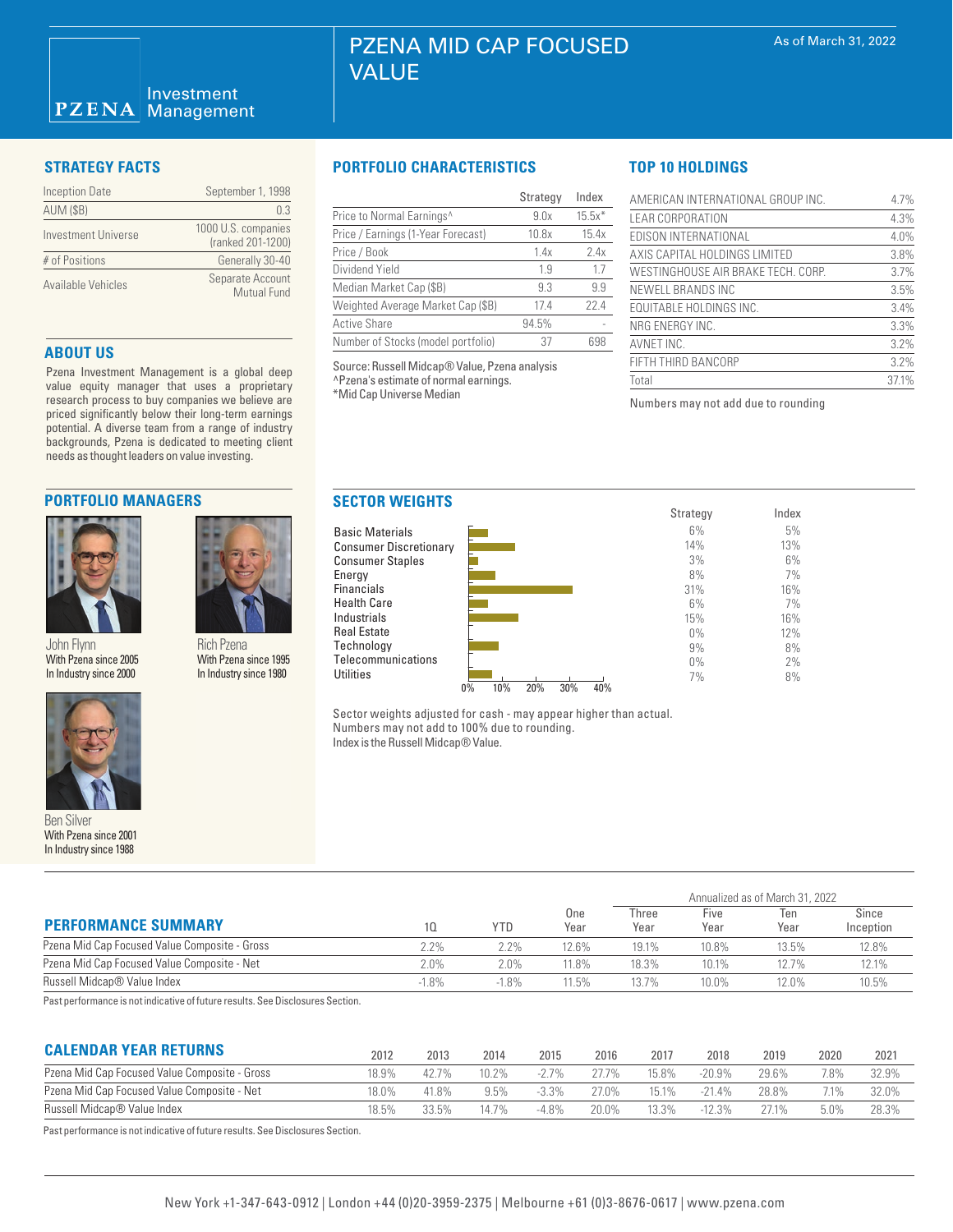# PZENA MID CAP FOCUSED VALUE

PZENA Investment Management

As of March 31, 2022

## STRATEGY FACTS

| | |
|---|---|
| Inception Date | September 1, 1998 |
| AUM ($B) | 0.3 |
| Investment Universe | 1000 U.S. companies (ranked 201-1200) |
| # of Positions | Generally 30-40 |
| Available Vehicles | Separate Account Mutual Fund |

## ABOUT US

Pzena Investment Management is a global deep value equity manager that uses a proprietary research process to buy companies we believe are priced significantly below their long-term earnings potential. A diverse team from a range of industry backgrounds, Pzena is dedicated to meeting client needs as thought leaders on value investing.

## PORTFOLIO MANAGERS

John Flynn
With Pzena since 2005
In Industry since 2000

Rich Pzena
With Pzena since 1995
In Industry since 1980

Ben Silver
With Pzena since 2001
In Industry since 1988

## PORTFOLIO CHARACTERISTICS

| | Strategy | Index |
|---|---|---|
| Price to Normal Earnings^ | 9.0x | 15.5x* |
| Price / Earnings (1-Year Forecast) | 10.8x | 15.4x |
| Price / Book | 1.4x | 2.4x |
| Dividend Yield | 1.9 | 1.7 |
| Median Market Cap ($B) | 9.3 | 9.9 |
| Weighted Average Market Cap ($B) | 17.4 | 22.4 |
| Active Share | 94.5% | - |
| Number of Stocks (model portfolio) | 37 | 698 |

Source: Russell Midcap® Value, Pzena analysis
^Pzena's estimate of normal earnings.
*Mid Cap Universe Median

## TOP 10 HOLDINGS

| | |
|---|---|
| AMERICAN INTERNATIONAL GROUP INC. | 4.7% |
| LEAR CORPORATION | 4.3% |
| EDISON INTERNATIONAL | 4.0% |
| AXIS CAPITAL HOLDINGS LIMITED | 3.8% |
| WESTINGHOUSE AIR BRAKE TECH. CORP. | 3.7% |
| NEWELL BRANDS INC | 3.5% |
| EQUITABLE HOLDINGS INC. | 3.4% |
| NRG ENERGY INC. | 3.3% |
| AVNET INC. | 3.2% |
| FIFTH THIRD BANCORP | 3.2% |
| Total | 37.1% |

Numbers may not add due to rounding

## SECTOR WEIGHTS

| | Strategy | Index |
|---|---|---|
| Basic Materials | 6% | 5% |
| Consumer Discretionary | 14% | 13% |
| Consumer Staples | 3% | 6% |
| Energy | 8% | 7% |
| Financials | 31% | 16% |
| Health Care | 6% | 7% |
| Industrials | 15% | 16% |
| Real Estate | 0% | 12% |
| Technology | 9% | 8% |
| Telecommunications | 0% | 2% |
| Utilities | 7% | 8% |

Sector weights adjusted for cash - may appear higher than actual.
Numbers may not add to 100% due to rounding.
Index is the Russell Midcap® Value.

## PERFORMANCE SUMMARY

| | 1Q | YTD | One Year | Three Year | Five Year | Ten Year | Since Inception |
|---|---|---|---|---|---|---|---|
| | | | | Annualized as of March 31, 2022 | | | |
| Pzena Mid Cap Focused Value Composite - Gross | 2.2% | 2.2% | 12.6% | 19.1% | 10.8% | 13.5% | 12.8% |
| Pzena Mid Cap Focused Value Composite - Net | 2.0% | 2.0% | 11.8% | 18.3% | 10.1% | 12.7% | 12.1% |
| Russell Midcap® Value Index | -1.8% | -1.8% | 11.5% | 13.7% | 10.0% | 12.0% | 10.5% |

Past performance is not indicative of future results. See Disclosures Section.

## CALENDAR YEAR RETURNS

| | 2012 | 2013 | 2014 | 2015 | 2016 | 2017 | 2018 | 2019 | 2020 | 2021 |
|---|---|---|---|---|---|---|---|---|---|---|
| Pzena Mid Cap Focused Value Composite - Gross | 18.9% | 42.7% | 10.2% | -2.7% | 27.7% | 15.8% | -20.9% | 29.6% | 7.8% | 32.9% |
| Pzena Mid Cap Focused Value Composite - Net | 18.0% | 41.8% | 9.5% | -3.3% | 27.0% | 15.1% | -21.4% | 28.8% | 7.1% | 32.0% |
| Russell Midcap® Value Index | 18.5% | 33.5% | 14.7% | -4.8% | 20.0% | 13.3% | -12.3% | 27.1% | 5.0% | 28.3% |

Past performance is not indicative of future results. See Disclosures Section.

New York +1-347-643-0912 | London +44 (0)20-3959-2375 | Melbourne +61 (0)3-8676-0617 | www.pzena.com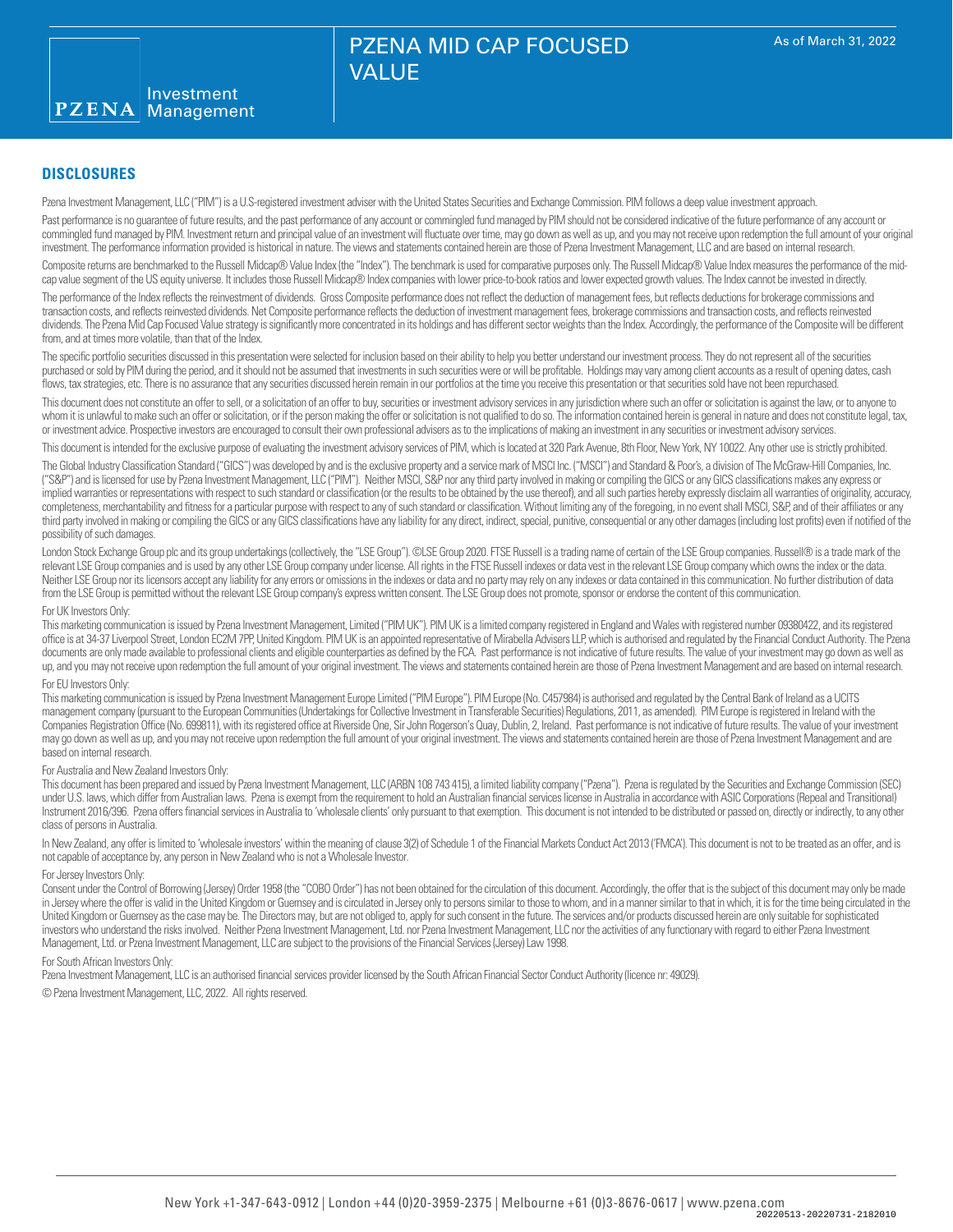# PZENA MID CAP FOCUSED VALUE

As of March 31, 2022

## DISCLOSURES

Pzena Investment Management, LLC ("PIM") is a U.S-registered investment adviser with the United States Securities and Exchange Commission. PIM follows a deep value investment approach.

Past performance is no guarantee of future results, and the past performance of any account or commingled fund managed by PIM should not be considered indicative of the future performance of any account or commingled fund managed by PIM. Investment return and principal value of an investment will fluctuate over time, may go down as well as up, and you may not receive upon redemption the full amount of your original investment. The performance information provided is historical in nature. The views and statements contained herein are those of Pzena Investment Management, LLC and are based on internal research.

Composite returns are benchmarked to the Russell Midcap® Value Index (the "Index"). The benchmark is used for comparative purposes only. The Russell Midcap® Value Index measures the performance of the mid-cap value segment of the US equity universe. It includes those Russell Midcap® Index companies with lower price-to-book ratios and lower expected growth values. The Index cannot be invested in directly.

The performance of the Index reflects the reinvestment of dividends. Gross Composite performance does not reflect the deduction of management fees, but reflects deductions for brokerage commissions and transaction costs, and reflects reinvested dividends. Net Composite performance reflects the deduction of investment management fees, brokerage commissions and transaction costs, and reflects reinvested dividends. The Pzena Mid Cap Focused Value strategy is significantly more concentrated in its holdings and has different sector weights than the Index. Accordingly, the performance of the Composite will be different from, and at times more volatile, than that of the Index.

The specific portfolio securities discussed in this presentation were selected for inclusion based on their ability to help you better understand our investment process. They do not represent all of the securities purchased or sold by PIM during the period, and it should not be assumed that investments in such securities were or will be profitable. Holdings may vary among client accounts as a result of opening dates, cash flows, tax strategies, etc. There is no assurance that any securities discussed herein remain in our portfolios at the time you receive this presentation or that securities sold have not been repurchased.

This document does not constitute an offer to sell, or a solicitation of an offer to buy, securities or investment advisory services in any jurisdiction where such an offer or solicitation is against the law, or to anyone to whom it is unlawful to make such an offer or solicitation, or if the person making the offer or solicitation is not qualified to do so. The information contained herein is general in nature and does not constitute legal, tax, or investment advice. Prospective investors are encouraged to consult their own professional advisers as to the implications of making an investment in any securities or investment advisory services.

This document is intended for the exclusive purpose of evaluating the investment advisory services of PIM, which is located at 320 Park Avenue, 8th Floor, New York, NY 10022. Any other use is strictly prohibited.

The Global Industry Classification Standard ("GICS") was developed by and is the exclusive property and a service mark of MSCI Inc. ("MSCI") and Standard & Poor's, a division of The McGraw-Hill Companies, Inc. ("S&P") and is licensed for use by Pzena Investment Management, LLC ("PIM"). Neither MSCI, S&P nor any third party involved in making or compiling the GICS or any GICS classifications makes any express or implied warranties or representations with respect to such standard or classification (or the results to be obtained by the use thereof), and all such parties hereby expressly disclaim all warranties of originality, accuracy, completeness, merchantability and fitness for a particular purpose with respect to any of such standard or classification. Without limiting any of the foregoing, in no event shall MSCI, S&P, and of their affiliates or any third party involved in making or compiling the GICS or any GICS classifications have any liability for any direct, indirect, special, punitive, consequential or any other damages (including lost profits) even if notified of the possibility of such damages.

London Stock Exchange Group plc and its group undertakings (collectively, the "LSE Group"). ©LSE Group 2020. FTSE Russell is a trading name of certain of the LSE Group companies. Russell® is a trade mark of the relevant LSE Group companies and is used by any other LSE Group company under license. All rights in the FTSE Russell indexes or data vest in the relevant LSE Group company which owns the index or the data. Neither LSE Group nor its licensors accept any liability for any errors or omissions in the indexes or data and no party may rely on any indexes or data contained in this communication. No further distribution of data from the LSE Group is permitted without the relevant LSE Group company's express written consent. The LSE Group does not promote, sponsor or endorse the content of this communication.

For UK Investors Only:

This marketing communication is issued by Pzena Investment Management, Limited ("PIM UK"). PIM UK is a limited company registered in England and Wales with registered number 09380422, and its registered office is at 34-37 Liverpool Street, London EC2M 7PP, United Kingdom. PIM UK is an appointed representative of Mirabella Advisers LLP, which is authorised and regulated by the Financial Conduct Authority. The Pzena documents are only made available to professional clients and eligible counterparties as defined by the FCA. Past performance is not indicative of future results. The value of your investment may go down as well as up, and you may not receive upon redemption the full amount of your original investment. The views and statements contained herein are those of Pzena Investment Management and are based on internal research.

For EU Investors Only:

This marketing communication is issued by Pzena Investment Management Europe Limited ("PIM Europe"). PIM Europe (No. C457984) is authorised and regulated by the Central Bank of Ireland as a UCITS management company (pursuant to the European Communities (Undertakings for Collective Investment in Transferable Securities) Regulations, 2011, as amended). PIM Europe is registered in Ireland with the Companies Registration Office (No. 699811), with its registered office at Riverside One, Sir John Rogerson's Quay, Dublin, 2, Ireland. Past performance is not indicative of future results. The value of your investment may go down as well as up, and you may not receive upon redemption the full amount of your original investment. The views and statements contained herein are those of Pzena Investment Management and are based on internal research.

For Australia and New Zealand Investors Only:

This document has been prepared and issued by Pzena Investment Management, LLC (ARBN 108 743 415), a limited liability company ("Pzena"). Pzena is regulated by the Securities and Exchange Commission (SEC) under U.S. laws, which differ from Australian laws. Pzena is exempt from the requirement to hold an Australian financial services license in Australia in accordance with ASIC Corporations (Repeal and Transitional) Instrument 2016/396. Pzena offers financial services in Australia to 'wholesale clients' only pursuant to that exemption. This document is not intended to be distributed or passed on, directly or indirectly, to any other class of persons in Australia.

In New Zealand, any offer is limited to 'wholesale investors' within the meaning of clause 3(2) of Schedule 1 of the Financial Markets Conduct Act 2013 ('FMCA'). This document is not to be treated as an offer, and is not capable of acceptance by, any person in New Zealand who is not a Wholesale Investor.

For Jersey Investors Only:

Consent under the Control of Borrowing (Jersey) Order 1958 (the "COBO Order") has not been obtained for the circulation of this document. Accordingly, the offer that is the subject of this document may only be made in Jersey where the offer is valid in the United Kingdom or Guernsey and is circulated in Jersey only to persons similar to those to whom, and in a manner similar to that in which, it is for the time being circulated in the United Kingdom or Guernsey as the case may be. The Directors may, but are not obliged to, apply for such consent in the future. The services and/or products discussed herein are only suitable for sophisticated investors who understand the risks involved. Neither Pzena Investment Management, Ltd. nor Pzena Investment Management, LLC nor the activities of any functionary with regard to either Pzena Investment Management, Ltd. or Pzena Investment Management, LLC are subject to the provisions of the Financial Services (Jersey) Law 1998.

For South African Investors Only:

Pzena Investment Management, LLC is an authorised financial services provider licensed by the South African Financial Sector Conduct Authority (licence nr: 49029).

© Pzena Investment Management, LLC, 2022. All rights reserved.

New York +1-347-643-0912 | London +44 (0)20-3959-2375 | Melbourne +61 (0)3-8676-0617 | www.pzena.com

20220513-20220731-2182010